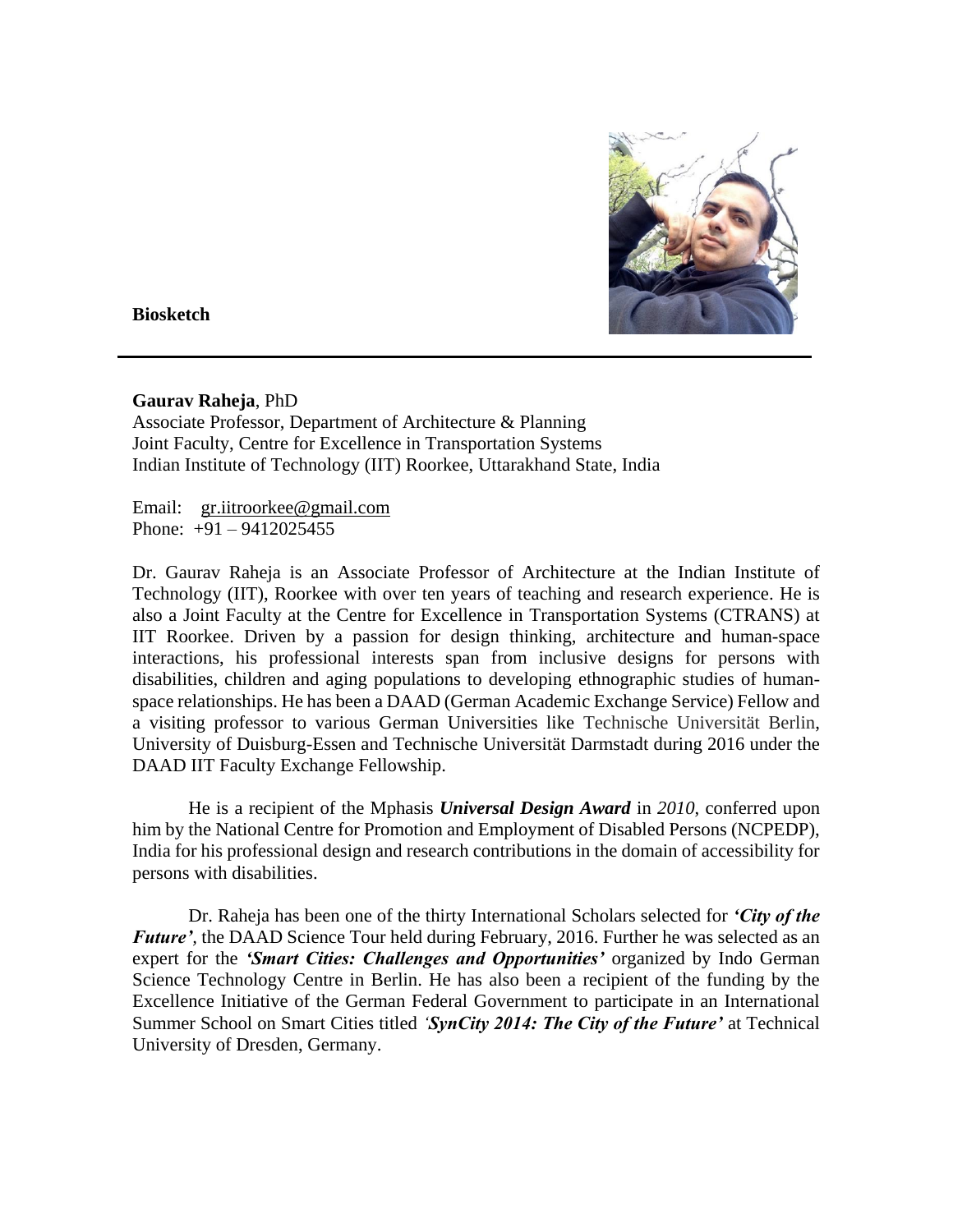**Biosketch**

---

**Gaurav Raheja**, PhD
Associate Professor, Department of Architecture & Planning
Joint Faculty, Centre for Excellence in Transportation Systems
Indian Institute of Technology (IIT) Roorkee, Uttarakhand State, India

Email: gr.iitroorkee@gmail.com
Phone: +91 – 9412025455

Dr. Gaurav Raheja is an Associate Professor of Architecture at the Indian Institute of Technology (IIT), Roorkee with over ten years of teaching and research experience. He is also a Joint Faculty at the Centre for Excellence in Transportation Systems (CTRANS) at IIT Roorkee. Driven by a passion for design thinking, architecture and human-space interactions, his professional interests span from inclusive designs for persons with disabilities, children and aging populations to developing ethnographic studies of human-space relationships. He has been a DAAD (German Academic Exchange Service) Fellow and a visiting professor to various German Universities like Technische Universität Berlin, University of Duisburg-Essen and Technische Universität Darmstadt during 2016 under the DAAD IIT Faculty Exchange Fellowship.

He is a recipient of the Mphasis ***Universal Design Award*** in *2010*, conferred upon him by the National Centre for Promotion and Employment of Disabled Persons (NCPEDP), India for his professional design and research contributions in the domain of accessibility for persons with disabilities.

Dr. Raheja has been one of the thirty International Scholars selected for ***'City of the Future'***, the DAAD Science Tour held during February, 2016. Further he was selected as an expert for the ***'Smart Cities: Challenges and Opportunities'*** organized by Indo German Science Technology Centre in Berlin. He has also been a recipient of the funding by the Excellence Initiative of the German Federal Government to participate in an International Summer School on Smart Cities titled ***'SynCity 2014: The City of the Future'*** at Technical University of Dresden, Germany.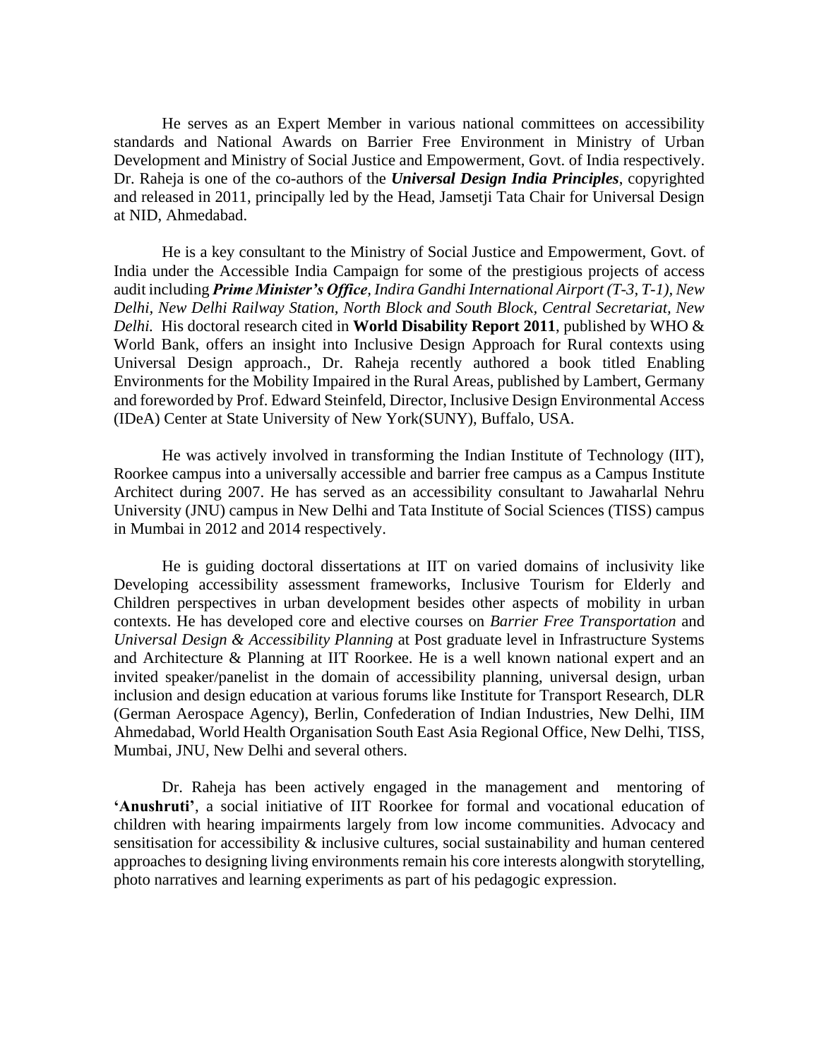He serves as an Expert Member in various national committees on accessibility standards and National Awards on Barrier Free Environment in Ministry of Urban Development and Ministry of Social Justice and Empowerment, Govt. of India respectively. Dr. Raheja is one of the co-authors of the ***Universal Design India Principles***, copyrighted and released in 2011, principally led by the Head, Jamsetji Tata Chair for Universal Design at NID, Ahmedabad.

He is a key consultant to the Ministry of Social Justice and Empowerment, Govt. of India under the Accessible India Campaign for some of the prestigious projects of access audit including ***Prime Minister's Office***, *Indira Gandhi International Airport (T-3, T-1), New Delhi, New Delhi Railway Station, North Block and South Block, Central Secretariat, New Delhi.* His doctoral research cited in **World Disability Report 2011**, published by WHO & World Bank, offers an insight into Inclusive Design Approach for Rural contexts using Universal Design approach., Dr. Raheja recently authored a book titled Enabling Environments for the Mobility Impaired in the Rural Areas, published by Lambert, Germany and foreworded by Prof. Edward Steinfeld, Director, Inclusive Design Environmental Access (IDeA) Center at State University of New York(SUNY), Buffalo, USA.

He was actively involved in transforming the Indian Institute of Technology (IIT), Roorkee campus into a universally accessible and barrier free campus as a Campus Institute Architect during 2007. He has served as an accessibility consultant to Jawaharlal Nehru University (JNU) campus in New Delhi and Tata Institute of Social Sciences (TISS) campus in Mumbai in 2012 and 2014 respectively.

He is guiding doctoral dissertations at IIT on varied domains of inclusivity like Developing accessibility assessment frameworks, Inclusive Tourism for Elderly and Children perspectives in urban development besides other aspects of mobility in urban contexts. He has developed core and elective courses on *Barrier Free Transportation* and *Universal Design & Accessibility Planning* at Post graduate level in Infrastructure Systems and Architecture & Planning at IIT Roorkee. He is a well known national expert and an invited speaker/panelist in the domain of accessibility planning, universal design, urban inclusion and design education at various forums like Institute for Transport Research, DLR (German Aerospace Agency), Berlin, Confederation of Indian Industries, New Delhi, IIM Ahmedabad, World Health Organisation South East Asia Regional Office, New Delhi, TISS, Mumbai, JNU, New Delhi and several others.

Dr. Raheja has been actively engaged in the management and mentoring of **'Anushruti'**, a social initiative of IIT Roorkee for formal and vocational education of children with hearing impairments largely from low income communities. Advocacy and sensitisation for accessibility & inclusive cultures, social sustainability and human centered approaches to designing living environments remain his core interests alongwith storytelling, photo narratives and learning experiments as part of his pedagogic expression.